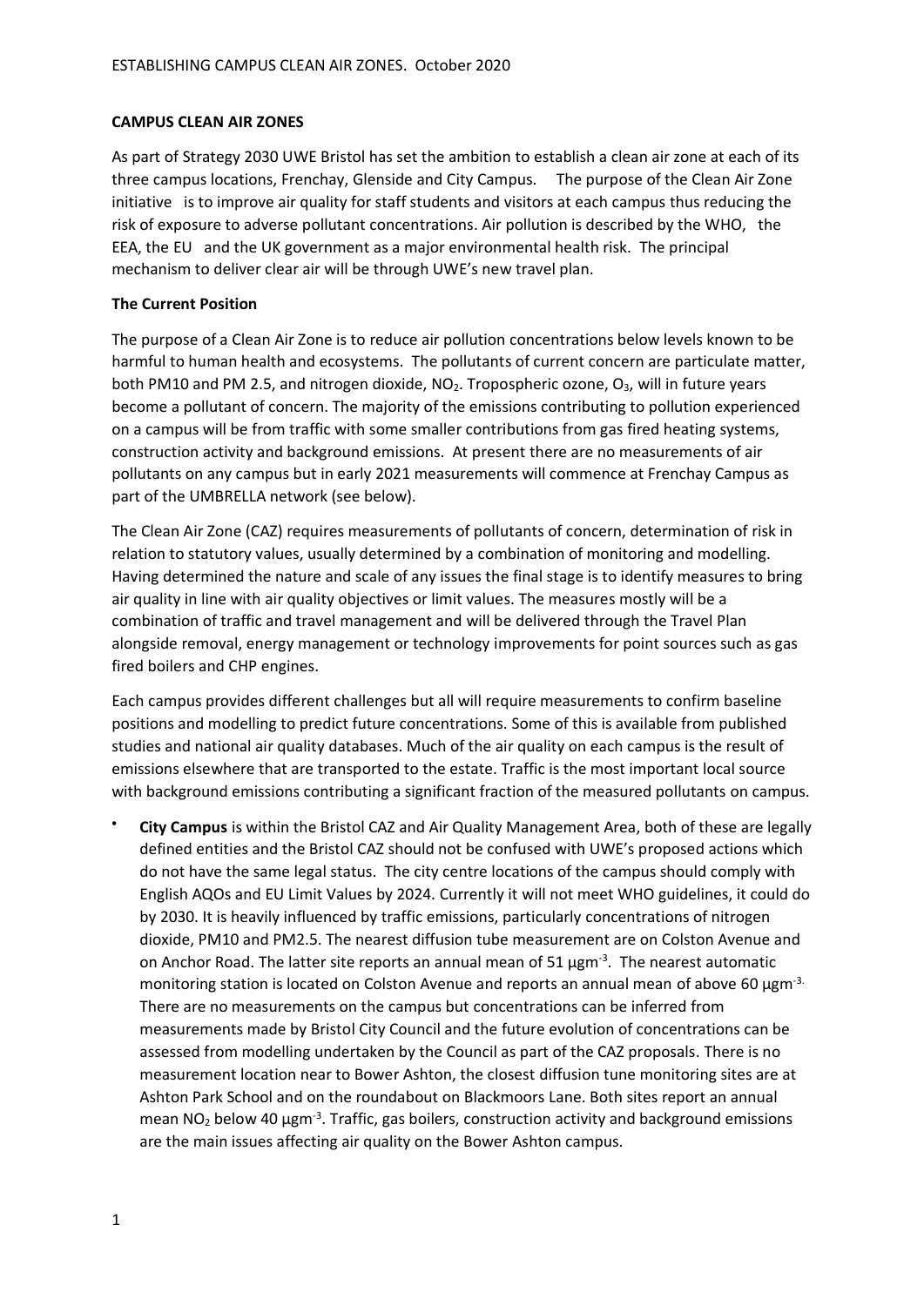**CAMPUS CLEAN AIR ZONES**

As part of Strategy 2030 UWE Bristol has set the ambition to establish a clean air zone at each of its three campus locations, Frenchay, Glenside and City Campus. The purpose of the Clean Air Zone initiative is to improve air quality for staff students and visitors at each campus thus reducing the risk of exposure to adverse pollutant concentrations. Air pollution is described by the WHO, the EEA, the EU and the UK government as a major environmental health risk. The principal mechanism to deliver clear air will be through UWE's new travel plan.

**The Current Position**

The purpose of a Clean Air Zone is to reduce air pollution concentrations below levels known to be harmful to human health and ecosystems. The pollutants of current concern are particulate matter, both PM10 and PM 2.5, and nitrogen dioxide, $NO_2$. Tropospheric ozone, $O_3$, will in future years become a pollutant of concern. The majority of the emissions contributing to pollution experienced on a campus will be from traffic with some smaller contributions from gas fired heating systems, construction activity and background emissions. At present there are no measurements of air pollutants on any campus but in early 2021 measurements will commence at Frenchay Campus as part of the UMBRELLA network (see below).

The Clean Air Zone (CAZ) requires measurements of pollutants of concern, determination of risk in relation to statutory values, usually determined by a combination of monitoring and modelling. Having determined the nature and scale of any issues the final stage is to identify measures to bring air quality in line with air quality objectives or limit values. The measures mostly will be a combination of traffic and travel management and will be delivered through the Travel Plan alongside removal, energy management or technology improvements for point sources such as gas fired boilers and CHP engines.

Each campus provides different challenges but all will require measurements to confirm baseline positions and modelling to predict future concentrations. Some of this is available from published studies and national air quality databases. Much of the air quality on each campus is the result of emissions elsewhere that are transported to the estate. Traffic is the most important local source with background emissions contributing a significant fraction of the measured pollutants on campus.

- **City Campus** is within the Bristol CAZ and Air Quality Management Area, both of these are legally defined entities and the Bristol CAZ should not be confused with UWE's proposed actions which do not have the same legal status. The city centre locations of the campus should comply with English AQOs and EU Limit Values by 2024. Currently it will not meet WHO guidelines, it could do by 2030. It is heavily influenced by traffic emissions, particularly concentrations of nitrogen dioxide, PM10 and PM2.5. The nearest diffusion tube measurement are on Colston Avenue and on Anchor Road. The latter site reports an annual mean of 51 $\mu gm^{-3}$. The nearest automatic monitoring station is located on Colston Avenue and reports an annual mean of above 60 $\mu gm^{-3.}$ There are no measurements on the campus but concentrations can be inferred from measurements made by Bristol City Council and the future evolution of concentrations can be assessed from modelling undertaken by the Council as part of the CAZ proposals. There is no measurement location near to Bower Ashton, the closest diffusion tune monitoring sites are at Ashton Park School and on the roundabout on Blackmoors Lane. Both sites report an annual mean $NO_2$ below 40 $\mu gm^{-3}$. Traffic, gas boilers, construction activity and background emissions are the main issues affecting air quality on the Bower Ashton campus.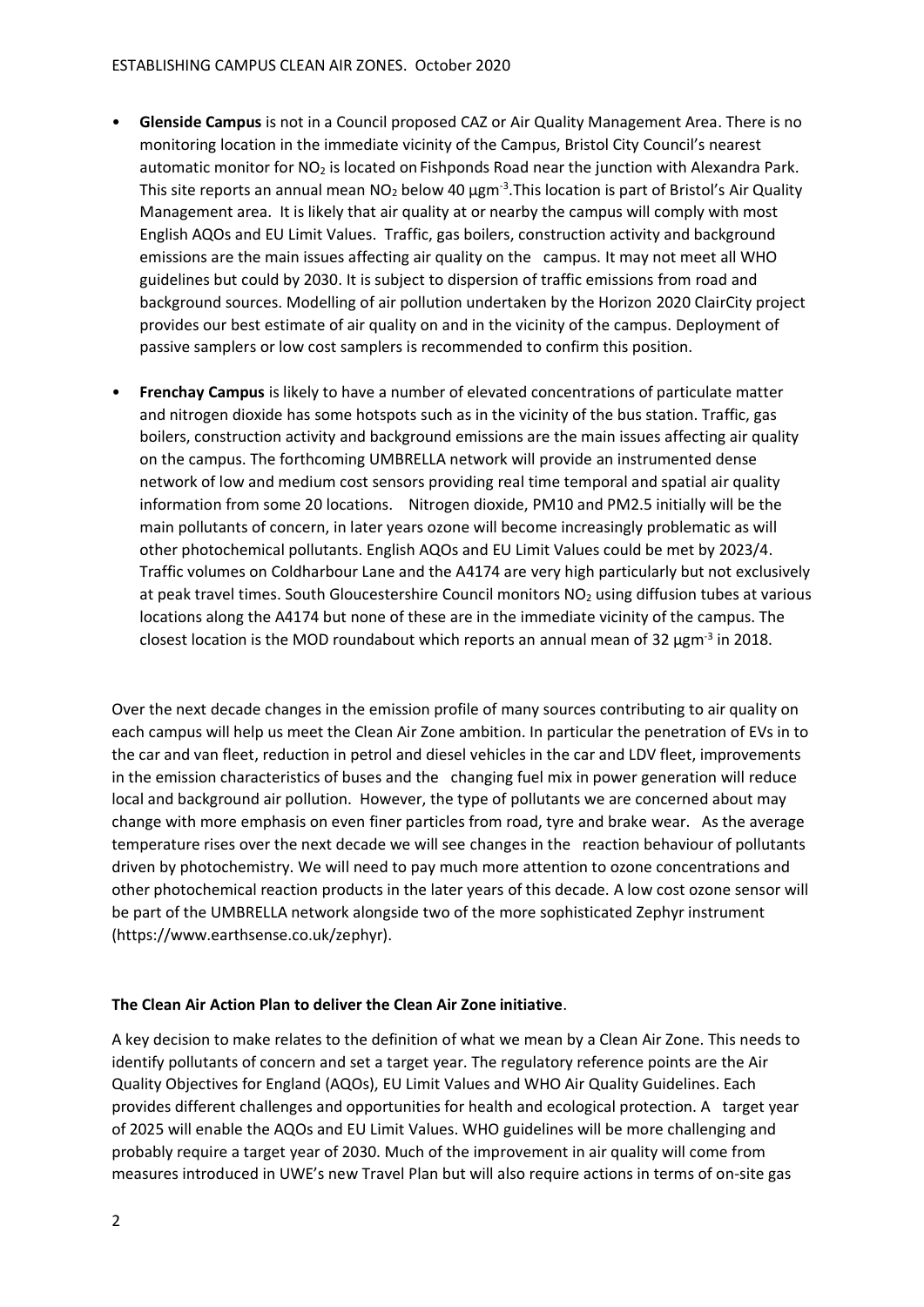- **Glenside Campus** is not in a Council proposed CAZ or Air Quality Management Area. There is no monitoring location in the immediate vicinity of the Campus, Bristol City Council's nearest automatic monitor for $NO_2$ is located on Fishponds Road near the junction with Alexandra Park. This site reports an annual mean $NO_2$ below 40 $\mu gm^{-3}$.This location is part of Bristol's Air Quality Management area. It is likely that air quality at or nearby the campus will comply with most English AQOs and EU Limit Values. Traffic, gas boilers, construction activity and background emissions are the main issues affecting air quality on the campus. It may not meet all WHO guidelines but could by 2030. It is subject to dispersion of traffic emissions from road and background sources. Modelling of air pollution undertaken by the Horizon 2020 ClairCity project provides our best estimate of air quality on and in the vicinity of the campus. Deployment of passive samplers or low cost samplers is recommended to confirm this position.

- **Frenchay Campus** is likely to have a number of elevated concentrations of particulate matter and nitrogen dioxide has some hotspots such as in the vicinity of the bus station. Traffic, gas boilers, construction activity and background emissions are the main issues affecting air quality on the campus. The forthcoming UMBRELLA network will provide an instrumented dense network of low and medium cost sensors providing real time temporal and spatial air quality information from some 20 locations. Nitrogen dioxide, PM10 and PM2.5 initially will be the main pollutants of concern, in later years ozone will become increasingly problematic as will other photochemical pollutants. English AQOs and EU Limit Values could be met by 2023/4. Traffic volumes on Coldharbour Lane and the A4174 are very high particularly but not exclusively at peak travel times. South Gloucestershire Council monitors $NO_2$ using diffusion tubes at various locations along the A4174 but none of these are in the immediate vicinity of the campus. The closest location is the MOD roundabout which reports an annual mean of 32 $\mu gm^{-3}$ in 2018.

Over the next decade changes in the emission profile of many sources contributing to air quality on each campus will help us meet the Clean Air Zone ambition. In particular the penetration of EVs in to the car and van fleet, reduction in petrol and diesel vehicles in the car and LDV fleet, improvements in the emission characteristics of buses and the changing fuel mix in power generation will reduce local and background air pollution. However, the type of pollutants we are concerned about may change with more emphasis on even finer particles from road, tyre and brake wear. As the average temperature rises over the next decade we will see changes in the reaction behaviour of pollutants driven by photochemistry. We will need to pay much more attention to ozone concentrations and other photochemical reaction products in the later years of this decade. A low cost ozone sensor will be part of the UMBRELLA network alongside two of the more sophisticated Zephyr instrument (https://www.earthsense.co.uk/zephyr).

**The Clean Air Action Plan to deliver the Clean Air Zone initiative**.

A key decision to make relates to the definition of what we mean by a Clean Air Zone. This needs to identify pollutants of concern and set a target year. The regulatory reference points are the Air Quality Objectives for England (AQOs), EU Limit Values and WHO Air Quality Guidelines. Each provides different challenges and opportunities for health and ecological protection. A target year of 2025 will enable the AQOs and EU Limit Values. WHO guidelines will be more challenging and probably require a target year of 2030. Much of the improvement in air quality will come from measures introduced in UWE's new Travel Plan but will also require actions in terms of on-site gas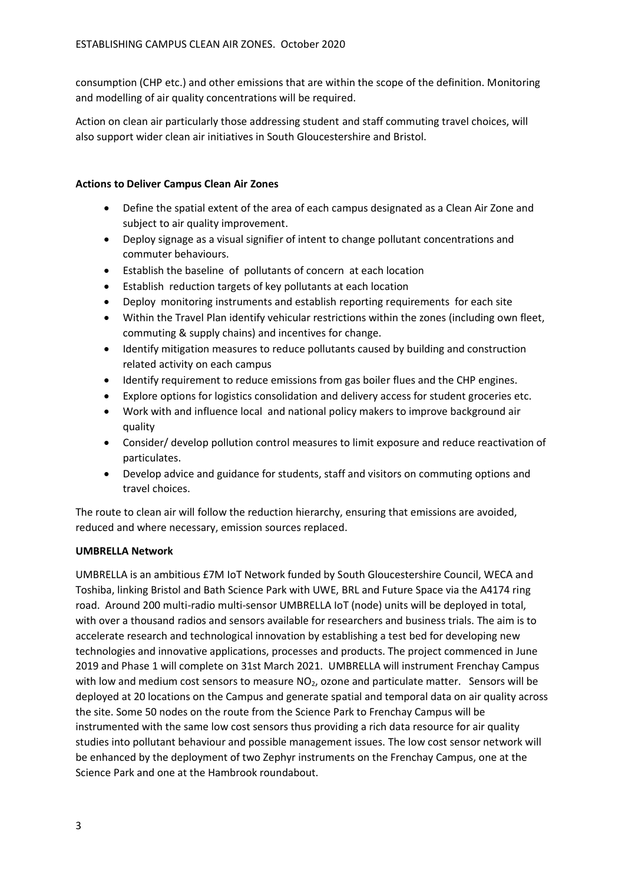consumption (CHP etc.) and other emissions that are within the scope of the definition. Monitoring and modelling of air quality concentrations will be required.

Action on clean air particularly those addressing student and staff commuting travel choices, will also support wider clean air initiatives in South Gloucestershire and Bristol.

**Actions to Deliver Campus Clean Air Zones**

- Define the spatial extent of the area of each campus designated as a Clean Air Zone and subject to air quality improvement.
- Deploy signage as a visual signifier of intent to change pollutant concentrations and commuter behaviours.
- Establish the baseline of pollutants of concern at each location
- Establish reduction targets of key pollutants at each location
- Deploy monitoring instruments and establish reporting requirements for each site
- Within the Travel Plan identify vehicular restrictions within the zones (including own fleet, commuting & supply chains) and incentives for change.
- Identify mitigation measures to reduce pollutants caused by building and construction related activity on each campus
- Identify requirement to reduce emissions from gas boiler flues and the CHP engines.
- Explore options for logistics consolidation and delivery access for student groceries etc.
- Work with and influence local and national policy makers to improve background air quality
- Consider/ develop pollution control measures to limit exposure and reduce reactivation of particulates.
- Develop advice and guidance for students, staff and visitors on commuting options and travel choices.

The route to clean air will follow the reduction hierarchy, ensuring that emissions are avoided, reduced and where necessary, emission sources replaced.

**UMBRELLA Network**

UMBRELLA is an ambitious £7M IoT Network funded by South Gloucestershire Council, WECA and Toshiba, linking Bristol and Bath Science Park with UWE, BRL and Future Space via the A4174 ring road. Around 200 multi-radio multi-sensor UMBRELLA IoT (node) units will be deployed in total, with over a thousand radios and sensors available for researchers and business trials. The aim is to accelerate research and technological innovation by establishing a test bed for developing new technologies and innovative applications, processes and products. The project commenced in June 2019 and Phase 1 will complete on 31st March 2021. UMBRELLA will instrument Frenchay Campus with low and medium cost sensors to measure $NO_2$, ozone and particulate matter. Sensors will be deployed at 20 locations on the Campus and generate spatial and temporal data on air quality across the site. Some 50 nodes on the route from the Science Park to Frenchay Campus will be instrumented with the same low cost sensors thus providing a rich data resource for air quality studies into pollutant behaviour and possible management issues. The low cost sensor network will be enhanced by the deployment of two Zephyr instruments on the Frenchay Campus, one at the Science Park and one at the Hambrook roundabout.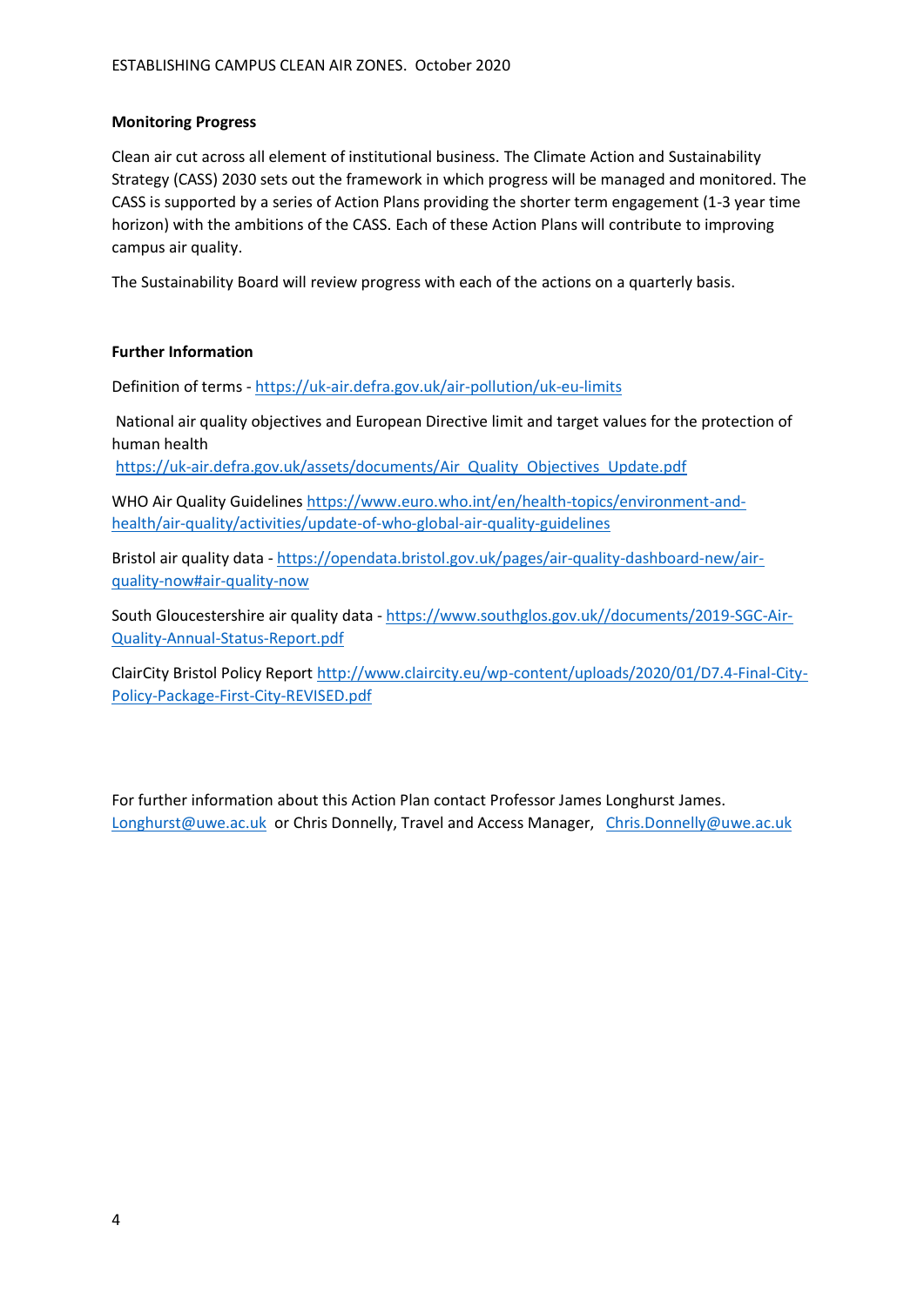**Monitoring Progress**

Clean air cut across all element of institutional business. The Climate Action and Sustainability Strategy (CASS) 2030 sets out the framework in which progress will be managed and monitored. The CASS is supported by a series of Action Plans providing the shorter term engagement (1-3 year time horizon) with the ambitions of the CASS. Each of these Action Plans will contribute to improving campus air quality.

The Sustainability Board will review progress with each of the actions on a quarterly basis.

**Further Information**

Definition of terms - https://uk-air.defra.gov.uk/air-pollution/uk-eu-limits

National air quality objectives and European Directive limit and target values for the protection of human health
https://uk-air.defra.gov.uk/assets/documents/Air_Quality_Objectives_Update.pdf

WHO Air Quality Guidelines https://www.euro.who.int/en/health-topics/environment-and-health/air-quality/activities/update-of-who-global-air-quality-guidelines

Bristol air quality data - https://opendata.bristol.gov.uk/pages/air-quality-dashboard-new/air-quality-now#air-quality-now

South Gloucestershire air quality data - https://www.southglos.gov.uk//documents/2019-SGC-Air-Quality-Annual-Status-Report.pdf

ClairCity Bristol Policy Report http://www.claircity.eu/wp-content/uploads/2020/01/D7.4-Final-City-Policy-Package-First-City-REVISED.pdf

For further information about this Action Plan contact Professor James Longhurst James. Longhurst@uwe.ac.uk or Chris Donnelly, Travel and Access Manager, Chris.Donnelly@uwe.ac.uk